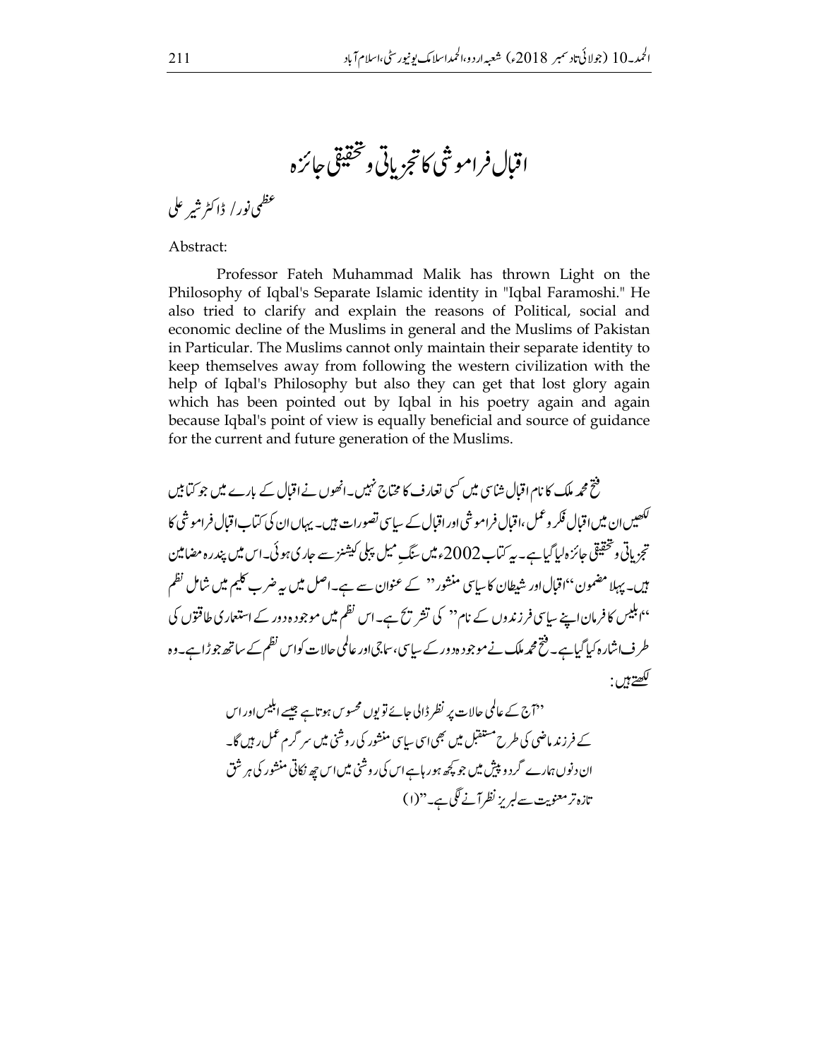# اقبال فراموشی کا تجزیاتی و تحقیقی جائزہ

عظمیٰ نور / ڈاکٹر شیر علی

Abstract:

Professor Fateh Muhammad Malik has thrown Light on the Philosophy of Iqbal's Separate Islamic identity in "Iqbal Faramoshi." He also tried to clarify and explain the reasons of Political, social and economic decline of the Muslims in general and the Muslims of Pakistan in Particular. The Muslims cannot only maintain their separate identity to keep themselves away from following the western civilization with the help of Iqbal's Philosophy but also they can get that lost glory again which has been pointed out by Iqbal in his poetry again and again because Iqbal's point of view is equally beneficial and source of guidance for the current and future generation of the Muslims.

فتح محمد ملک کا نام اقبال شناسی میں کسی تعارف کا محتاج نہیں۔ انھوں نے اقبال کے بارے میں جو کتابیں لکھیں ان میں اقبال فکر و عمل، اقبال فراموشی اور اقبال کے سیاسی تصورات ہیں۔ یہاں ان کی کتاب اقبال فراموشی کا تجزیاتی و تحقیقی جائزہ لیا گیا ہے۔ یہ کتاب 2002ء میں سنگِ میل پبلی کیشنز سے جاری ہوئی۔ اس میں پندرہ مضامین ہیں۔ پہلا مضمون "اقبال اور شیطان کا سیاسی منشور" کے عنوان سے ہے۔ اصل میں یہ ضرب کلیم میں شامل نظم "ابلیس کا فرمان اپنے سیاسی فرزندوں کے نام" کی تشریح ہے۔ اس نظم میں موجودہ دور کے استعماری طاقتوں کی طرف اشارہ کیا گیا ہے۔ فتح محمد ملک نے موجودہ دور کے سیاسی، سماجی اور عالمی حالات کو اس نظم کے ساتھ جوڑا ہے۔ وہ لکھتے ہیں:

> "آج کے عالمی حالات پر نظر ڈالی جائے تو یوں محسوس ہوتا ہے جیسے ابلیس اور اس کے فرزند ماضی کی طرح مستقبل میں بھی اسی سیاسی منشور کی روشنی میں سر گرم عمل رہیں گے۔ ان دنوں ہمارے گرد و پیش میں جو کچھ ہو رہا ہے اس کی روشنی میں اس چھ نکاتی منشور کی ہر شق تازہ تر معنویت سے لبریز نظر آنے لگی ہے۔" (۱)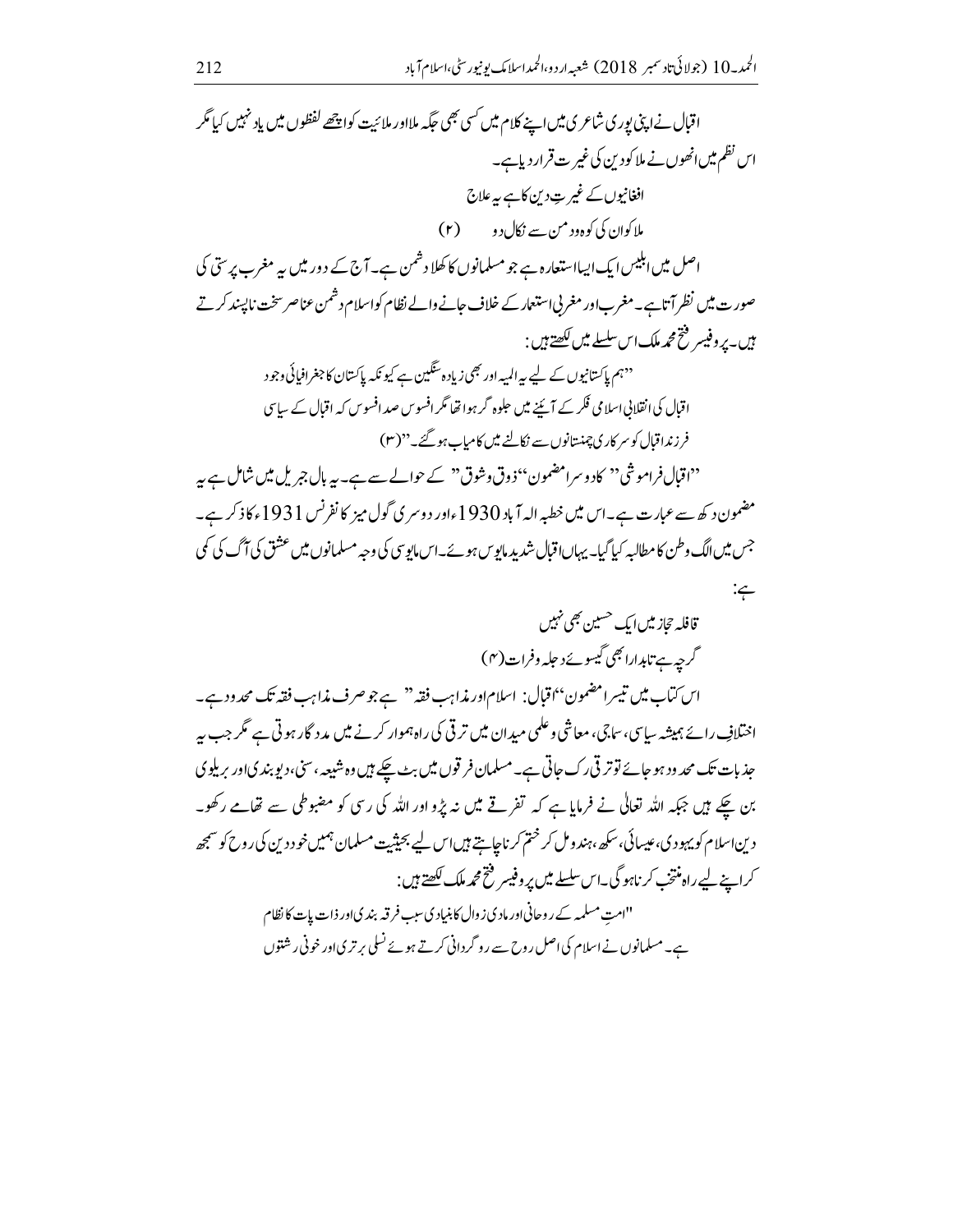اقبال نے اپنی پوری شاعری میں اپنے کلام میں کسی بھی جگہ ملا اور ملائیت کو اچھے لفظوں میں یاد نہیں کیا مگر اس نظم میں انھوں نے ملا کو دین کی غیرت قرار دیا ہے۔

افغانیوں کے غیرتِ دیں کا ہے یہ علاج
ملا کو ان کی کوہ و دمن سے نکال دو (۲)

اصل میں ابلیس ایک ایسا استعارہ ہے جو مسلمانوں کا کھلا دشمن ہے۔ آج کے دور میں یہ مغرب پرستی کی صورت میں نظر آتا ہے۔ مغرب اور مغربی استعمار کے خلاف جانے والے نظام کو اسلام دشمن عناصر سخت ناپسند کرتے ہیں۔ پروفیسر فتح محمد ملک اس سلسلے میں لکھتے ہیں:

> ''ہم پاکستانیوں کے لیے یہ المیہ اور بھی زیادہ سنگین ہے کیونکہ پاکستان کا جغرافیائی وجود اقبال کی انقلابی اسلامی فکر کے آئینے میں جلوہ گر ہوا تھا مگر افسوس صد افسوس کہ اقبال کے سیاسی فرزند اقبال کو سرکاری چمنستانوں سے نکالنے میں کامیاب ہو گئے۔'' (۳)

''اقبال فراموشی'' کا دوسرا مضمون ''ذوق و شوق'' کے حوالے سے ہے۔ یہ بال جبریل میں شامل ہے یہ مضمون دکھ سے عبارت ہے۔ اس میں خطبہ الہ آباد 1930ء اور دوسری گول میز کانفرنس 1931ء کا ذکر ہے۔ جس میں الگ وطن کا مطالبہ کیا گیا۔ یہاں اقبال شدید مایوس ہوئے۔ اس مایوسی کی وجہ مسلمانوں میں عشق کی آگ کی کمی ہے:

قافلہ حجاز میں ایک حسین بھی نہیں
گرچہ ہے تابدار ابھی گیسوئے دجلہ و فرات (۴)

اس کتاب میں تیسرا مضمون ''اقبال: اسلام اور مذاہب فقہ'' ہے جو صرف مذاہب فقہ تک محدود ہے۔ اختلافِ رائے ہمیشہ سیاسی، سماجی، معاشی و علمی میدان میں ترقی کی راہ ہموار کرنے میں مددگار ہوتی ہے مگر جب یہ جذبات تک محدود ہو جائے تو ترقی رک جاتی ہے۔ مسلمان فرقوں میں بٹ چکے ہیں وہ شیعہ، سنی، دیوبندی اور بریلوی بن چکے ہیں جبکہ اللہ تعالیٰ نے فرمایا ہے کہ تفرقے میں نہ پڑو اور اللہ کی رسی کو مضبوطی سے تھامے رکھو۔ دینِ اسلام کو یہودی، عیسائی، سکھ، ہندو مل کر ختم کرنا چاہتے ہیں اس لیے بحیثیت مسلمان ہمیں خود دین کی روح کو سمجھ کر اپنے لیے راہ منتخب کرنا ہوگی۔ اس سلسلے میں پروفیسر فتح محمد ملک لکھتے ہیں:

> ''امتِ مسلمہ کے روحانی اور مادی زوال کا بنیادی سبب فرقہ بندی اور ذات پات کا نظام ہے۔ مسلمانوں نے اسلام کی اصل روح سے روگردانی کرتے ہوئے نسلی برتری اور خونی رشتوں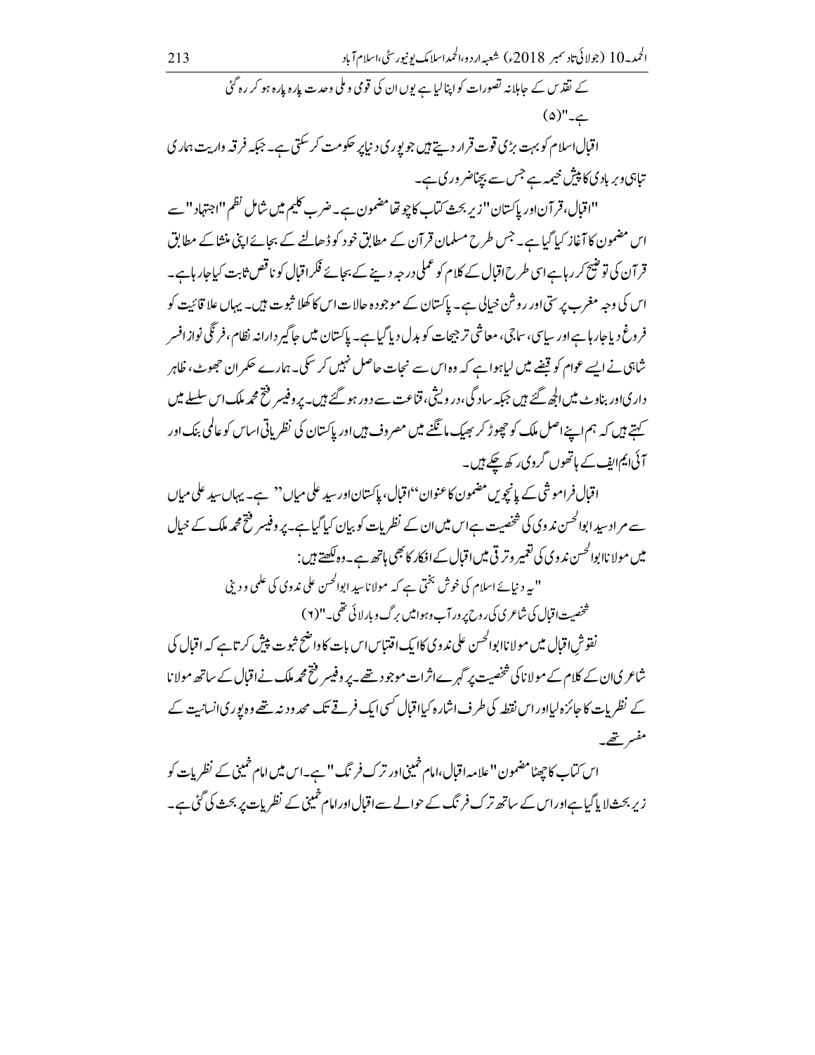کے تقدس کے جاہلانہ تصورات کو اپنا لیا ہے یوں ان کی قومی و ملی وحدت پارہ پارہ ہو کر رہ گئی ہے۔"(۵)

اقبال اسلام کو بہت بڑی قوت قرار دیتے ہیں جو پوری دنیا پر حکومت کر سکتی ہے۔ جبکہ فرقہ واریت ہماری تباہی و بربادی کا پیش خیمہ ہے جس سے بچنا ضروری ہے۔

"اقبال، قرآن اور پاکستان" زیر بحث کتاب کا چوتھا مضمون ہے۔ ضرب کلیم میں شامل نظم "اجتہاد" سے اس مضمون کا آغاز کیا گیا ہے۔ جس طرح مسلمان قرآن کے مطابق خود کو ڈھالنے کے بجائے اپنی منشا کے مطابق قرآن کی توضیح کر رہا ہے اسی طرح اقبال کے کلام کو عملی درجہ دینے کے بجائے فکر اقبال کو ناقص ثابت کیا جا رہا ہے۔ اس کی وجہ مغرب پرستی اور روشن خیالی ہے۔ پاکستان کے موجودہ حالات اس کا کھلا ثبوت ہیں۔ یہاں علاقائیت کو فروغ دیا جا رہا ہے اور سیاسی، سماجی، معاشی ترجیحات کو بدل دیا گیا ہے۔ پاکستان میں جاگیردارانہ نظام، فرنگی نواز افسر شاہی نے ایسے عوام کو قبضے میں لیا ہوا ہے کہ وہ اس سے نجات حاصل نہیں کر سکی۔ ہمارے حکمران جھوٹ، ظاہر داری اور بناوٹ میں الجھ گئے ہیں جبکہ سادگی، درویشی، قناعت سے دور ہو گئے ہیں۔ پروفیسر فتح محمد ملک اس سلسلے میں کہتے ہیں کہ ہم اپنے اصل ملک کو چھوڑ کر بھیک مانگنے میں مصروف ہیں اور پاکستان کی نظریاتی اساس کو عالمی بنک اور آئی ایم ایف کے ہاتھوں گروی رکھ چکے ہیں۔

اقبال فراموشی کے پانچویں مضمون کا عنوان "اقبال، پاکستان اور سید علی میاں" ہے۔ یہاں سید علی میاں سے مراد سید ابوالحسن ندوی کی شخصیت ہے اس میں ان کے نظریات کو بیان کیا گیا ہے۔ پروفیسر فتح محمد ملک کے خیال میں مولانا ابوالحسن ندوی کی تعمیر و ترقی میں اقبال کے افکار کا بھی ہاتھ ہے۔ وہ لکھتے ہیں:

> "یہ دنیائے اسلام کی خوش بختی ہے کہ مولانا سید ابوالحسن علی ندوی کی علمی و دینی شخصیت اقبال کی شاعری کی روح پرور آب و ہوا میں برگ و بار لائی تھی۔"(۶)

نقوش اقبال میں مولانا ابوالحسن علی ندوی کا ایک اقتباس اس بات کا واضح ثبوت پیش کرتا ہے کہ اقبال کی شاعری ان کے کلام کے مولانا کی شخصیت پر گہرے اثرات موجود تھے۔ پروفیسر فتح محمد ملک نے اقبال کے ساتھ مولانا کے نظریات کا جائزہ لیا اور اس نقطہ کی طرف اشارہ کیا اقبال کسی ایک فرقے تک محدود نہ تھے وہ پوری انسانیت کے مفسر تھے۔

اس کتاب کا چھٹا مضمون "علامہ اقبال، امام خمینی اور ترک فرنگ" ہے۔ اس میں امام خمینی کے نظریات کو زیر بحث لایا گیا ہے اور اس کے ساتھ ترک فرنگ کے حوالے سے اقبال اور امام خمینی کے نظریات پر بحث کی گئی ہے۔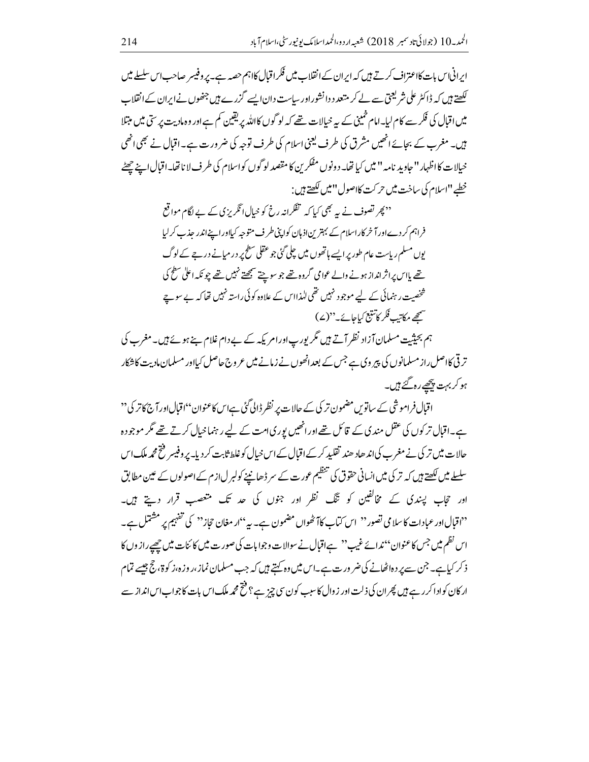ایرانی اس بات کا اعتراف کرتے ہیں کہ ایران کے انقلاب میں فکر اقبال کا اہم حصہ ہے۔ پروفیسر صاحب اس سلسلے میں لکھتے ہیں کہ ڈاکٹر علی شریعتی سے لے کر متعدد دانشور اور سیاست دان ایسے گزرے ہیں جنھوں نے ایران کے انقلاب میں اقبال کی فکر سے کام لیا۔ امام خمینی کے یہ خیالات تھے کہ لوگوں کا اللہ پر یقین کم ہے اور وہ مادیت پرستی میں مبتلا ہیں۔ مغرب کے بجائے انھیں مشرق کی طرف یعنی اسلام کی طرف توجہ کی ضرورت ہے۔ اقبال نے بھی انھی خیالات کا اظہار "جاوید نامہ" میں کیا تھا۔ دونوں مفکرین کا مقصد لوگوں کو اسلام کی طرف لانا تھا۔ اقبال اپنے چھٹے خطبے "اسلام کی ساخت میں حرکت کا اصول" میں لکھتے ہیں:

> ''پھر تصوف نے یہ بھی کیا کہ تفکرانہ رخ کو خیال انگریزی کے بے لگام مواقع فراہم کر دے اور آخر کار اسلام کے بہترین اذہان کو اپنی طرف متوجہ کیا اور اپنے اندر جذب کر لیا یوں مسلم ریاست عام طور پر ایسے ہاتھوں میں چلی گئی جو عقلی سطح پر درمیانے درجے کے لوگ تھے یا اس پر اثر انداز ہونے والے عوامی گروہ تھے جو سوچتے سمجھتے نہیں تھے چونکہ اعلیٰ سطح کی شخصیت رہنمائی کے لیے موجود نہیں تھی لہٰذا اس کے علاوہ کوئی راستہ نہیں تھا کہ بے سوچے سمجھے مکاتیب فکر کا تتبع کیا جائے۔''(۷)

ہم بحیثیت مسلمان آزاد نظر آتے ہیں مگر یورپ اور امریکہ کے بے دام غلام بنے ہوئے ہیں۔ مغرب کی ترقی کا اصل راز مسلمانوں کی پیروی ہے جس کے بعد انھوں نے زمانے میں عروج حاصل کیا اور مسلمان مادیت کا شکار ہو کر بہت پیچھے رہ گئے ہیں۔

اقبال فراموشی کے ساتویں مضمون ترکی کے حالات پر نظر ڈالی گئی ہے اس کا عنوان ''اقبال اور آج کا ترکی'' ہے۔ اقبال ترکوں کی عقل مندی کے قائل تھے اور انھیں پوری امت کے لیے رہنما خیال کرتے تھے مگر موجودہ حالات میں ترکی نے مغرب کی اندھا دھند تقلید کر کے اقبال کے اس خیال کو غلط ثابت کر دیا۔ پروفیسر فتح محمد ملک اس سلسلے میں لکھتے ہیں کہ ترکی میں انسانی حقوق کی تنظیم عورت کے سر ڈھانپنے کو لبرل ازم کے اصولوں کے عین مطابق اور حجاب پسندی کے مخالفین کو تنگ نظر اور جنوں کی حد تک متعصب قرار دیتے ہیں۔

''اقبال اور عبادات کا سلامی تصور'' اس کتاب کا آٹھواں مضمون ہے۔ یہ ''ارمغان حجاز'' کی تفہیم پر مشتمل ہے۔ اس نظم میں جس کا عنوان ''ندائے غیب'' ہے اقبال نے سوالات وجوابات کی صورت میں کائنات میں چھپے رازوں کا ذکر کیا ہے۔ جن سے پردہ اٹھانے کی ضرورت ہے۔ اس میں وہ کہتے ہیں کہ جب مسلمان نماز، روزہ، زکوۃ، حج جیسے تمام ارکان کو ادا کر رہے ہیں پھر ان کی ذلت اور زوال کا سبب کون سی چیز ہے؟ فتح محمد ملک اس بات کا جواب اس انداز سے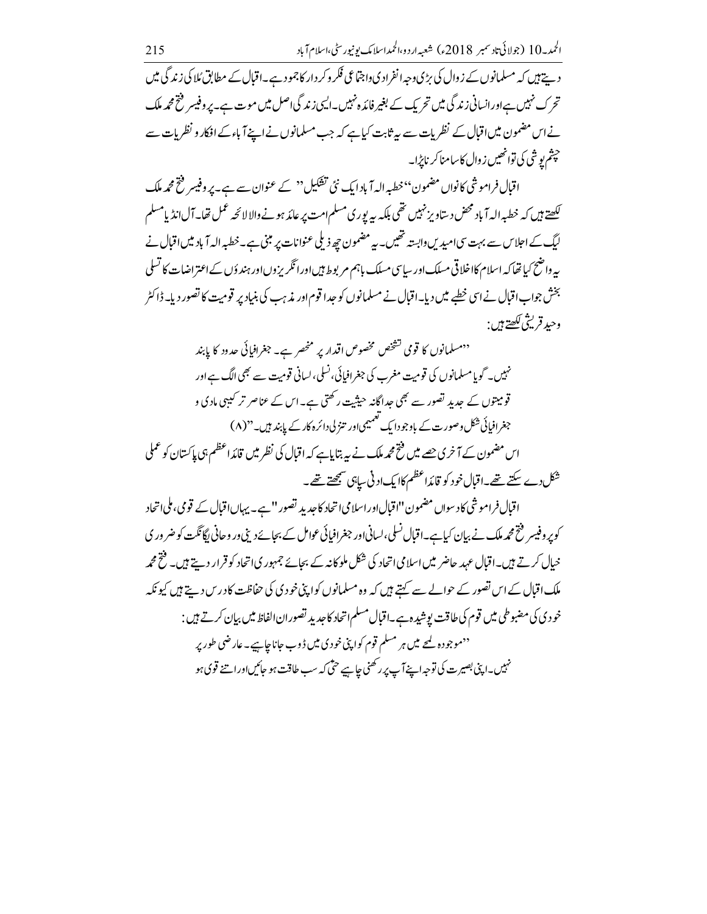دیتے ہیں کہ مسلمانوں کے زوال کی بڑی وجہ انفرادی و اجتماعی فکر و کردار کا جمود ہے۔ اقبال کے مطابق مُلا کی زندگی میں تحرک نہیں ہے اور انسانی زندگی میں تحریک کے بغیر فائدہ نہیں۔ ایسی زندگی اصل میں موت ہے۔ پروفیسر فتح محمد ملک نے اس مضمون میں اقبال کے نظریات سے یہ ثابت کیا ہے کہ جب مسلمانوں نے اپنے آباء کے افکار و نظریات سے چشم پوشی کی تو انھیں زوال کا سامنا کرنا پڑا۔

اقبال فراموشی کا نواں مضمون "خطبہ الہ آباد ایک نئی تشکیل" کے عنوان سے ہے۔ پروفیسر فتح محمد ملک لکھتے ہیں کہ خطبہ الہ آباد محض دستاویز نہیں تھی بلکہ یہ پوری مسلم امت پر عائد ہونے والا لائحہ عمل تھا۔ آل انڈیا مسلم لیگ کے اجلاس سے بہت سی امیدیں وابستہ تھیں۔ یہ مضمون چھ ذیلی عنوانات پر مبنی ہے۔ خطبہ الہ آباد میں اقبال نے یہ واضح کیا تھا کہ اسلام کا اخلاقی مسلک اور سیاسی مسلک باہم مربوط ہیں اور انگریزوں اور ہندوؤں کے اعتراضات کا تسلی بخش جواب اقبال نے اسی خطبے میں دیا۔ اقبال نے مسلمانوں کو جدا قوم اور مذہب کی بنیاد پر قومیت کا تصور دیا۔ ڈاکٹر وحید قریشی لکھتے ہیں:

> "مسلمانوں کا قومی تشخص مخصوص اقدار پر منحصر ہے۔ جغرافیائی حدود کا پابند نہیں۔ گویا مسلمانوں کی قومیت مغرب کی جغرافیائی، نسلی، لسانی قومیت سے بھی الگ ہے اور قومیتوں کے جدید تصور سے بھی جداگانہ حیثیت رکھتی ہے۔ اس کے عناصر ترکیبی مادی و جغرافیائی شکل و صورت کے باوجود ایک تعمیمی اور تنزلی دائرہ کار کے پابند ہیں۔" (۸)

اس مضمون کے آخری حصے میں فتح محمد ملک نے یہ بتایا ہے کہ اقبال کی نظر میں قائداعظم ہی پاکستان کو عملی شکل دے سکتے تھے۔ اقبال خود کو قائداعظم کا ایک ادنی سپاہی سمجھتے تھے۔

اقبال فراموشی کا دسواں مضمون "اقبال اور اسلامی اتحاد کا جدید تصور" ہے۔ یہاں اقبال کے قومی، ملی اتحاد کو پروفیسر فتح محمد ملک نے بیان کیا ہے۔ اقبال نسلی، لسانی اور جغرافیائی عوامل کے بجائے دینی و روحانی یگانگت کو ضروری خیال کرتے ہیں۔ اقبال عہد حاضر میں اسلامی اتحاد کی شکل ملوکانہ کے بجائے جمہوری اتحاد کو قرار دیتے ہیں۔ فتح محمد ملک اقبال کے اس تصور کے حوالے سے کہتے ہیں کہ وہ مسلمانوں کو اپنی خودی کی حفاظت کا درس دیتے ہیں کیونکہ خودی کی مضبوطی میں قوم کی طاقت پوشیدہ ہے۔ اقبال مسلم اتحاد کا جدید تصور ان الفاظ میں بیان کرتے ہیں:

> "موجودہ لمحے میں ہر مسلم قوم کو اپنی خودی میں ڈوب جانا چاہیے۔ عارضی طور پر نہیں۔ اپنی بصیرت کی توجہ اپنے آپ پر رکھنی چاہیے حتیٰ کہ سب طاقت ہو جائیں اور اتنے قوی ہو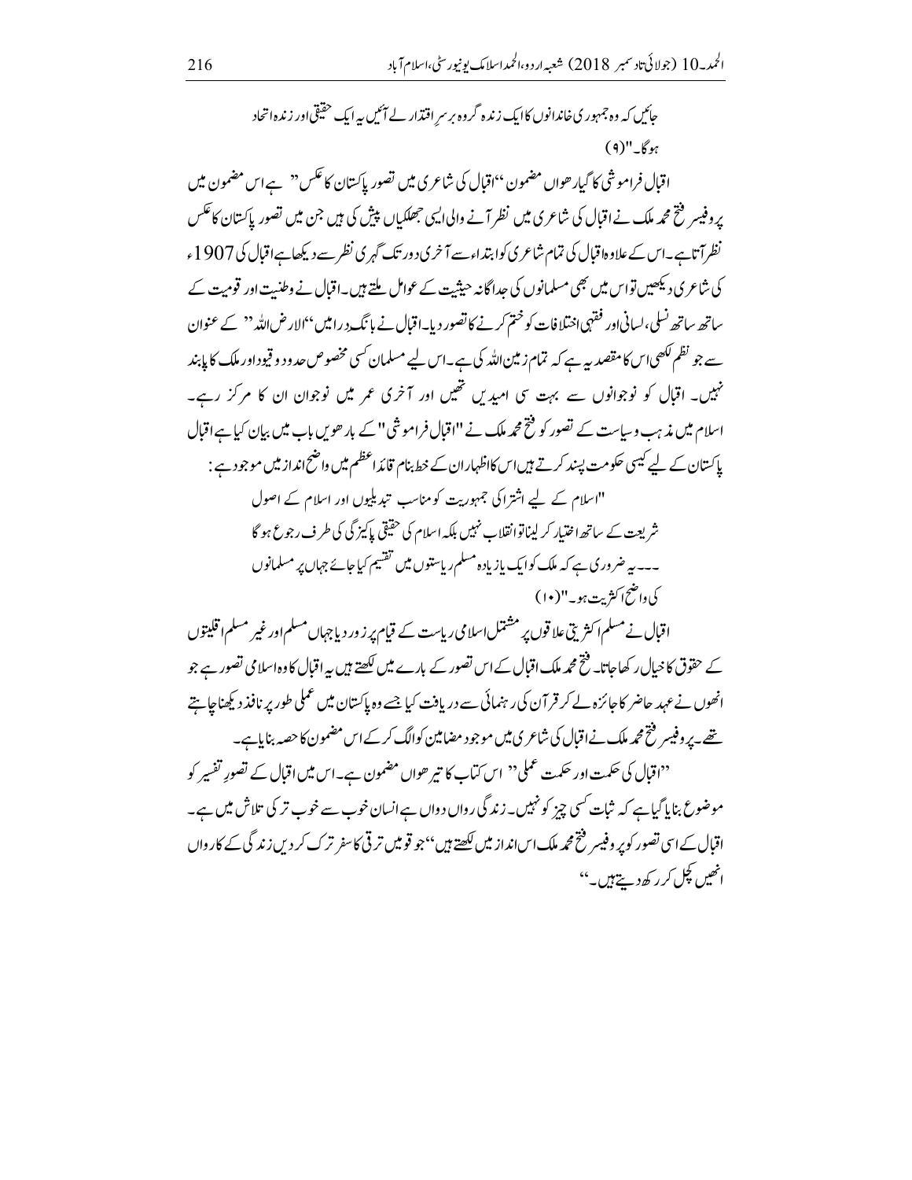جائیں کہ وہ جمہوری خاندانوں کا ایک زندہ گروہ برسرِ اقتدار لے آئیں یہ ایک حقیقی اور زندہ اتحاد ہوگا۔"(۹)

اقبال فراموشی کا گیارھواں مضمون "اقبال کی شاعری میں تصور پاکستان کا عکس" ہے اس مضمون میں پروفیسر فتح محمد ملک نے اقبال کی شاعری میں نظر آنے والی ایسی جھلکیاں پیش کی ہیں جن میں تصور پاکستان کا عکس نظر آتا ہے۔اس کے علاوہ اقبال کی تمام شاعری کو ابتداء سے آخری دور تک گہری نظر سے دیکھا ہے اقبال کی 1907ء کی شاعری دیکھیں تو اس میں بھی مسلمانوں کی جداگانہ حیثیت کے عوامل ملتے ہیں۔اقبال نے وطنیت اور قومیت کے ساتھ ساتھ نسلی، لسانی اور فقہی اختلافات کو ختم کرنے کا تصور دیا۔اقبال نے بانگ درا میں "الارض اللہ" کے عنوان سے جو نظم لکھی اس کا مقصد یہ ہے کہ تمام زمین اللہ کی ہے۔اس لیے مسلمان کسی مخصوص حدود و قیود اور ملک کا پابند نہیں۔ اقبال کو نوجوانوں سے بہت سی امیدیں تھیں اور آخری عمر میں نوجوان ان کا مرکز رہے۔ اسلام میں مذہب و سیاست کے تصور کو فتح محمد ملک نے "اقبال فراموشی" کے بارھویں باب میں بیان کیا ہے اقبال پاکستان کے لیے کیسی حکومت پسند کرتے ہیں اس کا اظہار ان کے خط بنام قائداعظم میں واضح انداز میں موجود ہے:

> "اسلام کے لیے اشتراکی جمہوریت کو مناسب تبدیلیوں اور اسلام کے اصول شریعت کے ساتھ اختیار کر لینا تو انقلاب نہیں بلکہ اسلام کی حقیقی پاکیزگی کی طرف رجوع ہوگا ---یہ ضروری ہے کہ ملک کو ایک یا زیادہ مسلم ریاستوں میں تقسیم کیا جائے جہاں پر مسلمانوں کی واضح اکثریت ہو۔"(۱۰)

اقبال نے مسلم اکثریتی علاقوں پر مشتمل اسلامی ریاست کے قیام پر زور دیا جہاں مسلم اور غیر مسلم اقلیتوں کے حقوق کا خیال رکھا جاتا۔ فتح محمد ملک اقبال کے اس تصور کے بارے میں لکھتے ہیں یہ اقبال کا وہ اسلامی تصور ہے جو انھوں نے عہد حاضر کا جائزہ لے کر قرآن کی رہنمائی سے دریافت کیا جسے وہ پاکستان میں عملی طور پر نافذ دیکھنا چاہتے تھے۔پروفیسر فتح محمد ملک نے اقبال کی شاعری میں موجود مضامین کو الگ کر کے اس مضمون کا حصہ بنایا ہے۔

"اقبال کی حکمت اور حکمت عملی" اس کتاب کا تیرھواں مضمون ہے۔اس میں اقبال کے تصورِ تفسیر کو موضوع بنایا گیا ہے کہ ثبات کسی چیز کو نہیں۔زندگی رواں دواں ہے انسان خوب سے خوب تر کی تلاش میں ہے۔ اقبال کے اسی تصور کو پروفیسر فتح محمد ملک اس انداز میں لکھتے ہیں "جو قومیں ترقی کا سفر ترک کر دیں زندگی کے کارواں انھیں کچل کر رکھ دیتے ہیں۔"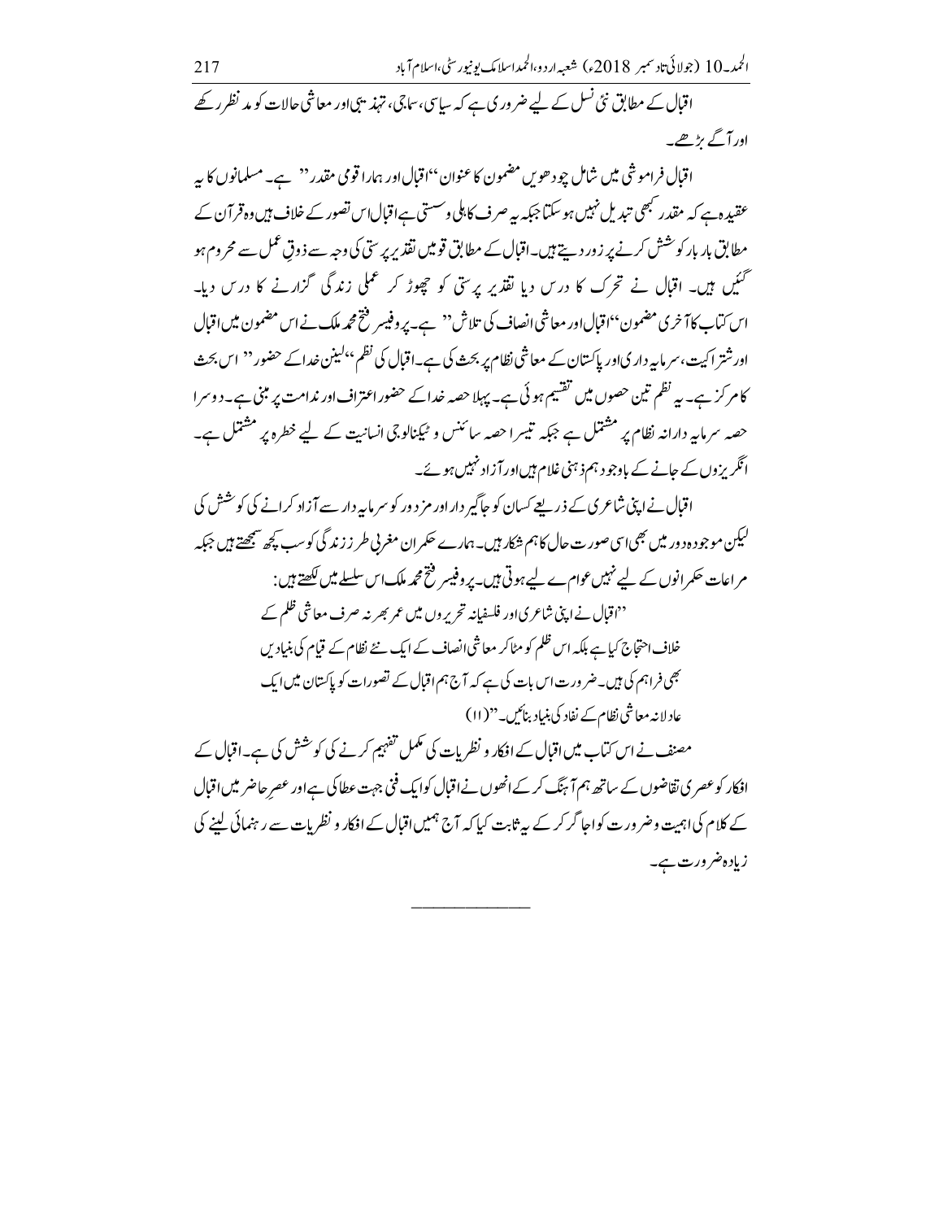اقبال کے مطابق نئی نسل کے لیے ضروری ہے کہ سیاسی، سماجی، تہذیبی اور معاشی حالات کو مد نظر رکھے اور آگے بڑھے۔

اقبال فراموشی میں شامل چودھویں مضمون کا عنوان ''اقبال اور ہمارا قومی مقدر'' ہے۔ مسلمانوں کا یہ عقیدہ ہے کہ مقدر کبھی تبدیل نہیں ہو سکتا جبکہ یہ صرف کاہلی و سستی ہے اقبال اس تصور کے خلاف ہیں وہ قرآن کے مطابق بار بار کوشش کرنے پر زور دیتے ہیں۔ اقبال کے مطابق قومیں تقدیر پرستی کی وجہ سے ذوقِ عمل سے محروم ہو گئیں ہیں۔ اقبال نے تحرک کا درس دیا تقدیر پرستی کو چھوڑ کر عملی زندگی گزارنے کا درس دیا۔ اس کتاب کا آخری مضمون ''اقبال اور معاشی انصاف کی تلاش'' ہے۔ پروفیسر فتح محمد ملک نے اس مضمون میں اقبال اور اشتراکیت، سرمایہ داری اور پاکستان کے معاشی نظام پر بحث کی ہے۔ اقبال کی نظم ''لینن خدا کے حضور'' اس بحث کا مرکز ہے۔ یہ نظم تین حصوں میں تقسیم ہوئی ہے۔ پہلا حصہ خدا کے حضور اعتراف اور ندامت پر مبنی ہے۔ دوسرا حصہ سرمایہ دارانہ نظام پر مشتمل ہے جبکہ تیسرا حصہ سائنس و ٹیکنالوجی انسانیت کے لیے خطرہ پر مشتمل ہے۔ انگریزوں کے جانے کے باوجود ہم ذہنی غلام ہیں اور آزاد نہیں ہوئے۔

اقبال نے اپنی شاعری کے ذریعے کسان کو جاگیر دار اور مزدور کو سرمایہ دار سے آزاد کرانے کی کوشش کی لیکن موجودہ دور میں بھی اسی صورت حال کا ہم شکار ہیں۔ ہمارے حکمران مغربی طرز زندگی کو سب کچھ سمجھتے ہیں جبکہ مراعات حکمرانوں کے لیے نہیں عوام کے لیے ہوتی ہیں۔ پروفیسر فتح محمد ملک اس سلسلے میں لکھتے ہیں:

> ''اقبال نے اپنی شاعری اور فلسفیانہ تحریروں میں عمر بھر نہ صرف معاشی ظلم کے خلاف احتجاج کیا ہے بلکہ اس ظلم کو مٹا کر معاشی انصاف کے ایک نئے نظام کے قیام کی بنیادیں بھی فراہم کی ہیں۔ ضرورت اس بات کی ہے کہ آج ہم اقبال کے تصورات کو پاکستان میں ایک عادلانہ معاشی نظام کے نفاذ کی بنیاد بنائیں۔''(۱۱)

مصنف نے اس کتاب میں اقبال کے افکار و نظریات کی مکمل تفہیم کرنے کی کوشش کی ہے۔ اقبال کے افکار کو عصری تقاضوں کے ساتھ ہم آہنگ کر کے انھوں نے اقبال کو ایک فنی جہت عطا کی ہے اور عصرِ حاضر میں اقبال کے کلام کی اہمیت و ضرورت کو اجاگر کر کے یہ ثابت کیا کہ آج ہمیں اقبال کے افکار و نظریات سے رہنمائی لینے کی زیادہ ضرورت ہے۔

---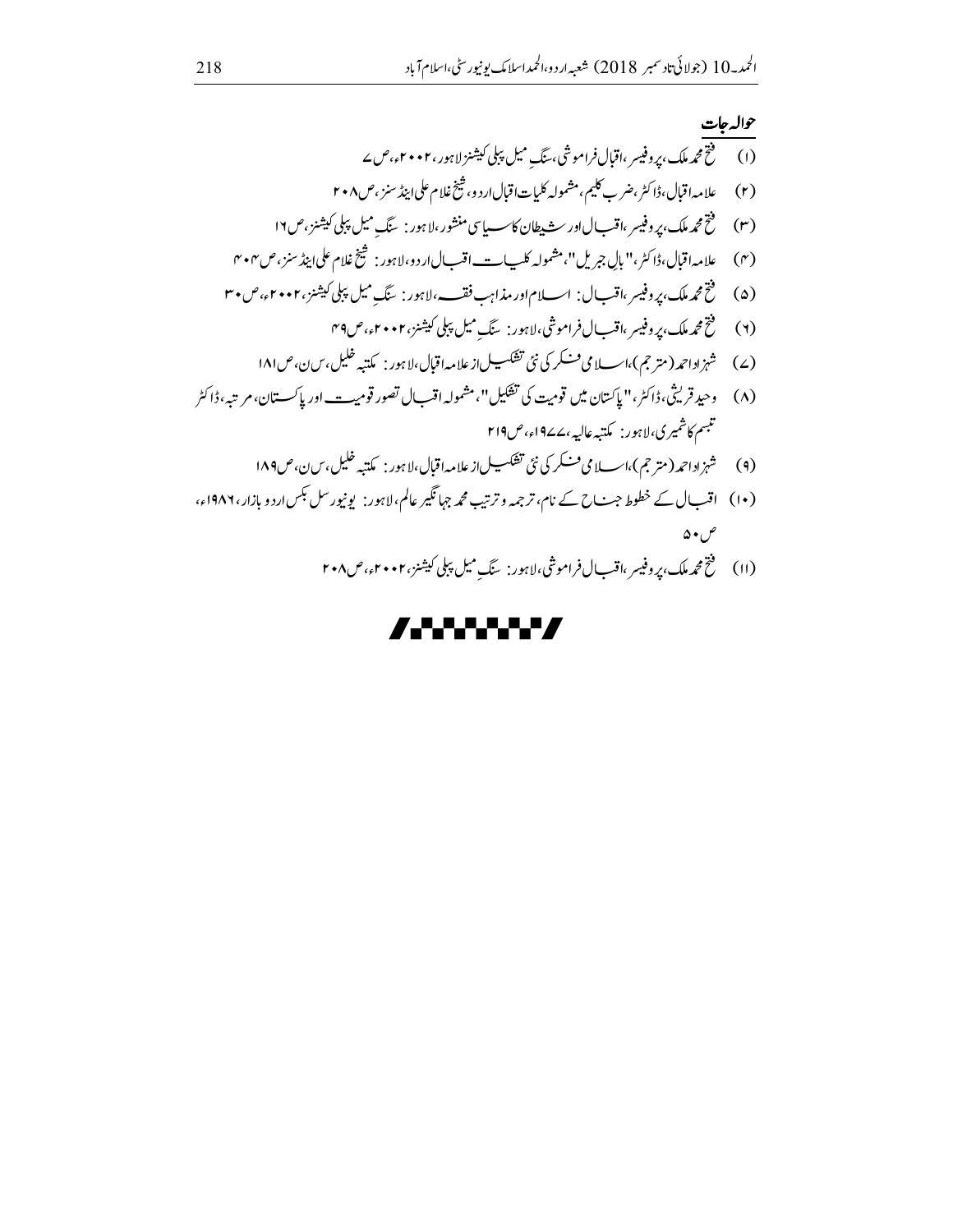## حوالہ جات

(۱) فتح محمد ملک، پروفیسر، اقبال فراموشی، سنگِ میل پبلی کیشنز لاہور، ۲۰۰۲ء، ص ۷

(۲) علامہ اقبال، ڈاکٹر، ضرب کلیم، مشمولہ کلیات اقبال اردو، شیخ غلام علی اینڈ سنز، ص ۲۰۸

(۳) فتح محمد ملک، پروفیسر، اقبال اور شیطان کا سیاسی منشور، لاہور: سنگِ میل پبلی کیشنز، ص ۱۶

(۴) علامہ اقبال، ڈاکٹر، "بالِ جبریل"، مشمولہ کلیات اقبال اردو، لاہور: شیخ غلام علی اینڈ سنز، ص ۴۰۴

(۵) فتح محمد ملک، پروفیسر، اقبال: اسلام اور مذاہب فقہ، لاہور: سنگِ میل پبلی کیشنز، ۲۰۰۲ء، ص ۳۰

(۶) فتح محمد ملک، پروفیسر، اقبال فراموشی، لاہور: سنگِ میل پبلی کیشنز، ۲۰۰۲ء، ص ۴۹

(۷) شہزاد احمد (مترجم)، اسلامی فکر کی نئی تشکیل از علامہ اقبال، لاہور: مکتبہ خلیل، س ن، ص ۱۸۱

(۸) وحید قریشی، ڈاکٹر، "پاکستان میں قومیت کی تشکیل"، مشمولہ اقبال تصور قومیت اور پاکستان، مرتبہ، ڈاکٹر تبسم کاشمیری، لاہور: مکتبہ عالیہ، ۱۹۷۷ء، ص ۲۱۹

(۹) شہزاد احمد (مترجم)، اسلامی فکر کی نئی تشکیل از علامہ اقبال، لاہور: مکتبہ خلیل، س ن، ص ۱۸۹

(۱۰) اقبال کے خطوط جناح کے نام، ترجمہ و ترتیب محمد جہانگیر عالم، لاہور: یونیورسل بکس اردو بازار، ۱۹۸۶ء، ص ۵۰

(۱۱) فتح محمد ملک، پروفیسر، اقبال فراموشی، لاہور: سنگِ میل پبلی کیشنز، ۲۰۰۲ء، ص ۲۰۸